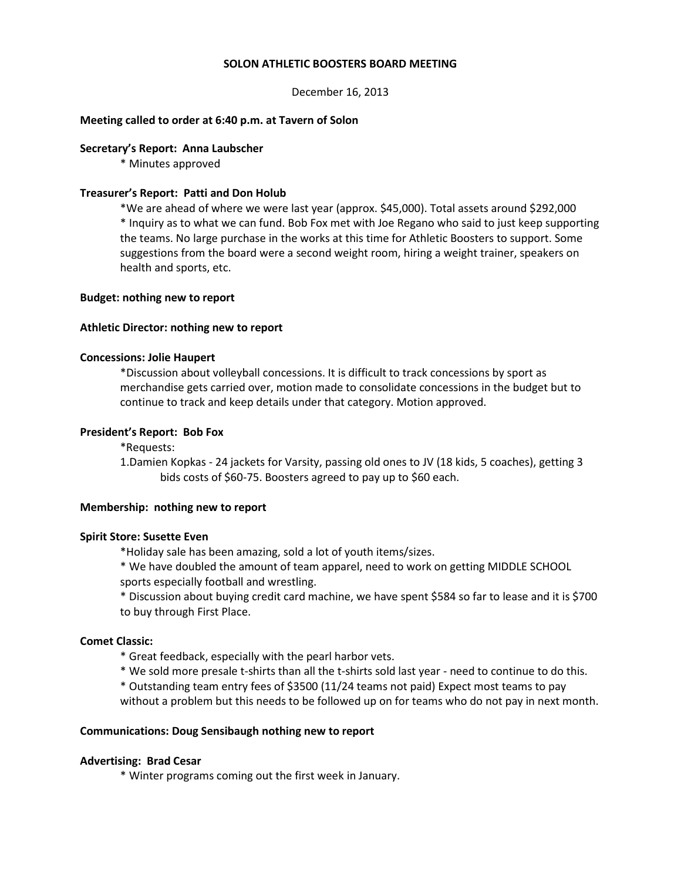**SOLON ATHLETIC BOOSTERS BOARD MEETING**

December 16, 2013

**Meeting called to order at 6:40 p.m. at Tavern of Solon**

**Secretary's Report: Anna Laubscher**

* Minutes approved

**Treasurer's Report: Patti and Don Holub**

*We are ahead of where we were last year (approx. $45,000). Total assets around $292,000

* Inquiry as to what we can fund. Bob Fox met with Joe Regano who said to just keep supporting the teams. No large purchase in the works at this time for Athletic Boosters to support. Some suggestions from the board were a second weight room, hiring a weight trainer, speakers on health and sports, etc.

**Budget: nothing new to report**

**Athletic Director: nothing new to report**

**Concessions: Jolie Haupert**

*Discussion about volleyball concessions. It is difficult to track concessions by sport as merchandise gets carried over, motion made to consolidate concessions in the budget but to continue to track and keep details under that category. Motion approved.

**President's Report: Bob Fox**

*Requests:

1.Damien Kopkas - 24 jackets for Varsity, passing old ones to JV (18 kids, 5 coaches), getting 3 bids costs of $60-75. Boosters agreed to pay up to $60 each.

**Membership: nothing new to report**

**Spirit Store: Susette Even**

*Holiday sale has been amazing, sold a lot of youth items/sizes.

* We have doubled the amount of team apparel, need to work on getting MIDDLE SCHOOL sports especially football and wrestling.

* Discussion about buying credit card machine, we have spent $584 so far to lease and it is $700 to buy through First Place.

**Comet Classic:**

* Great feedback, especially with the pearl harbor vets.

* We sold more presale t-shirts than all the t-shirts sold last year - need to continue to do this.

* Outstanding team entry fees of $3500 (11/24 teams not paid) Expect most teams to pay without a problem but this needs to be followed up on for teams who do not pay in next month.

**Communications: Doug Sensibaugh nothing new to report**

**Advertising: Brad Cesar**

* Winter programs coming out the first week in January.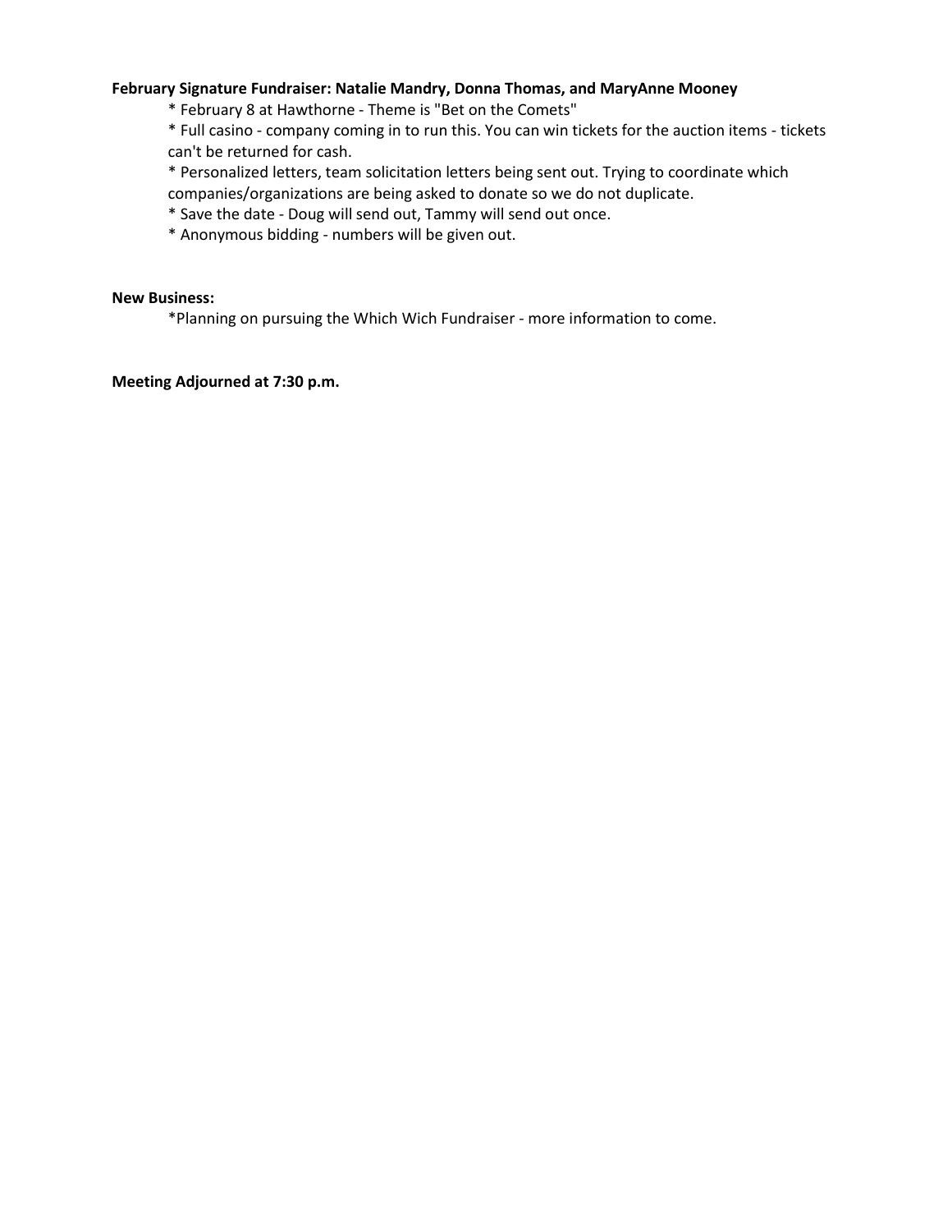**February Signature Fundraiser: Natalie Mandry, Donna Thomas, and MaryAnne Mooney**

* February 8 at Hawthorne - Theme is "Bet on the Comets"
* Full casino - company coming in to run this. You can win tickets for the auction items - tickets can't be returned for cash.
* Personalized letters, team solicitation letters being sent out. Trying to coordinate which companies/organizations are being asked to donate so we do not duplicate.
* Save the date - Doug will send out, Tammy will send out once.
* Anonymous bidding - numbers will be given out.

**New Business:**

*Planning on pursuing the Which Wich Fundraiser - more information to come.

**Meeting Adjourned at 7:30 p.m.**